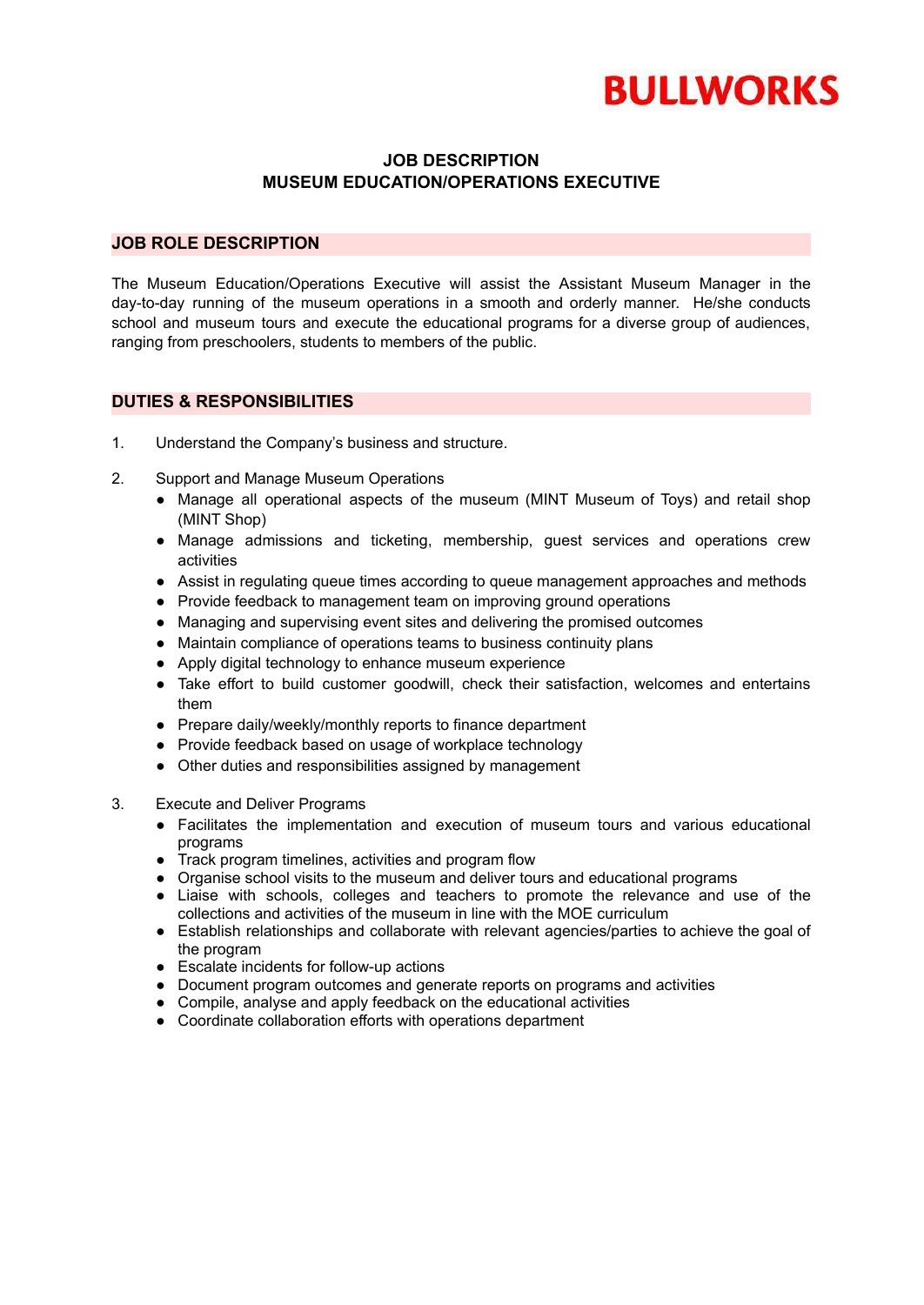# BULLWORKS

## JOB DESCRIPTION
## MUSEUM EDUCATION/OPERATIONS EXECUTIVE

### JOB ROLE DESCRIPTION

The Museum Education/Operations Executive will assist the Assistant Museum Manager in the day-to-day running of the museum operations in a smooth and orderly manner. He/she conducts school and museum tours and execute the educational programs for a diverse group of audiences, ranging from preschoolers, students to members of the public.

### DUTIES & RESPONSIBILITIES

1. Understand the Company's business and structure.

2. Support and Manage Museum Operations
   - Manage all operational aspects of the museum (MINT Museum of Toys) and retail shop (MINT Shop)
   - Manage admissions and ticketing, membership, guest services and operations crew activities
   - Assist in regulating queue times according to queue management approaches and methods
   - Provide feedback to management team on improving ground operations
   - Managing and supervising event sites and delivering the promised outcomes
   - Maintain compliance of operations teams to business continuity plans
   - Apply digital technology to enhance museum experience
   - Take effort to build customer goodwill, check their satisfaction, welcomes and entertains them
   - Prepare daily/weekly/monthly reports to finance department
   - Provide feedback based on usage of workplace technology
   - Other duties and responsibilities assigned by management

3. Execute and Deliver Programs
   - Facilitates the implementation and execution of museum tours and various educational programs
   - Track program timelines, activities and program flow
   - Organise school visits to the museum and deliver tours and educational programs
   - Liaise with schools, colleges and teachers to promote the relevance and use of the collections and activities of the museum in line with the MOE curriculum
   - Establish relationships and collaborate with relevant agencies/parties to achieve the goal of the program
   - Escalate incidents for follow-up actions
   - Document program outcomes and generate reports on programs and activities
   - Compile, analyse and apply feedback on the educational activities
   - Coordinate collaboration efforts with operations department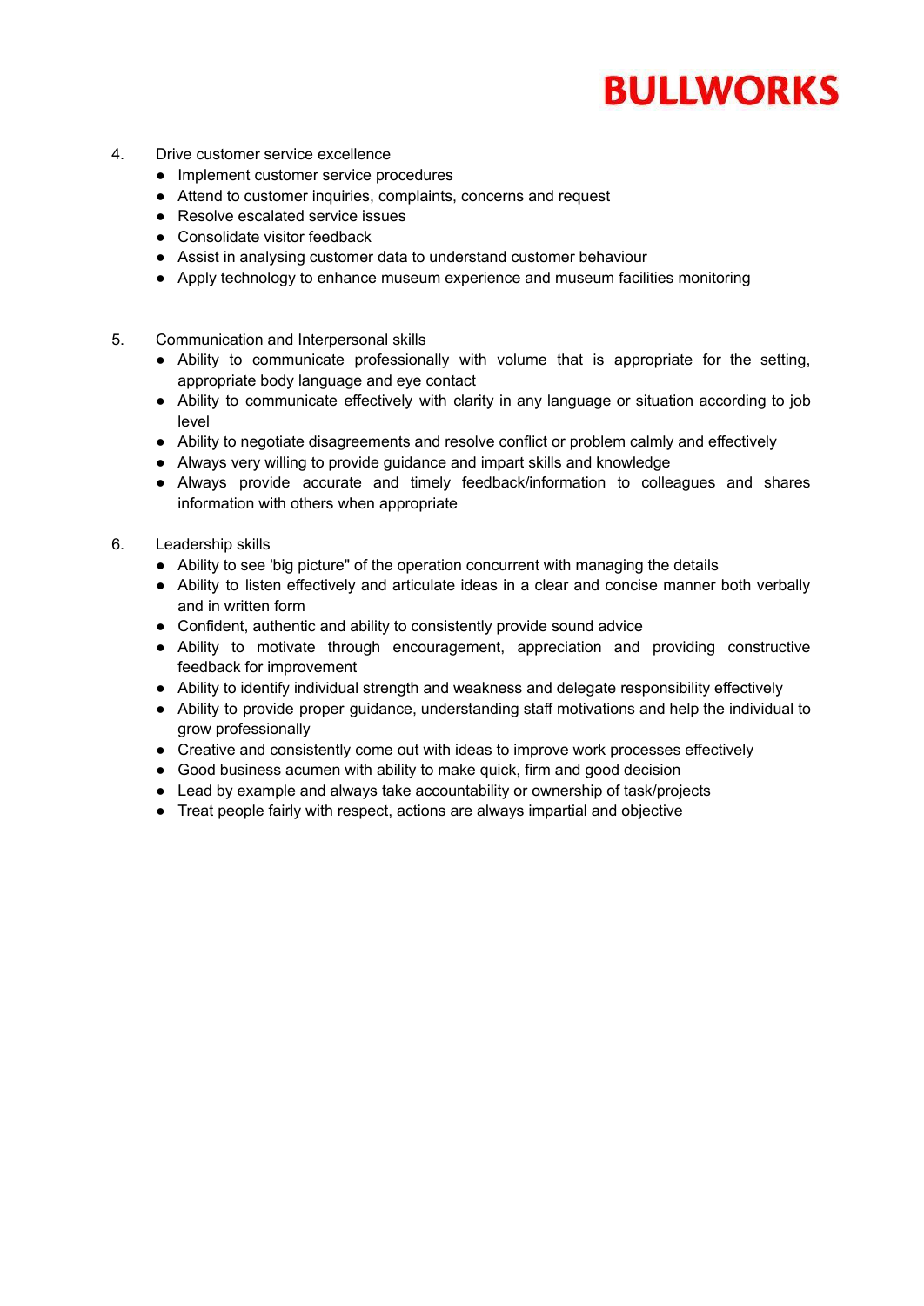4. Drive customer service excellence
    - Implement customer service procedures
    - Attend to customer inquiries, complaints, concerns and request
    - Resolve escalated service issues
    - Consolidate visitor feedback
    - Assist in analysing customer data to understand customer behaviour
    - Apply technology to enhance museum experience and museum facilities monitoring

5. Communication and Interpersonal skills
    - Ability to communicate professionally with volume that is appropriate for the setting, appropriate body language and eye contact
    - Ability to communicate effectively with clarity in any language or situation according to job level
    - Ability to negotiate disagreements and resolve conflict or problem calmly and effectively
    - Always very willing to provide guidance and impart skills and knowledge
    - Always provide accurate and timely feedback/information to colleagues and shares information with others when appropriate

6. Leadership skills
    - Ability to see 'big picture" of the operation concurrent with managing the details
    - Ability to listen effectively and articulate ideas in a clear and concise manner both verbally and in written form
    - Confident, authentic and ability to consistently provide sound advice
    - Ability to motivate through encouragement, appreciation and providing constructive feedback for improvement
    - Ability to identify individual strength and weakness and delegate responsibility effectively
    - Ability to provide proper guidance, understanding staff motivations and help the individual to grow professionally
    - Creative and consistently come out with ideas to improve work processes effectively
    - Good business acumen with ability to make quick, firm and good decision
    - Lead by example and always take accountability or ownership of task/projects
    - Treat people fairly with respect, actions are always impartial and objective